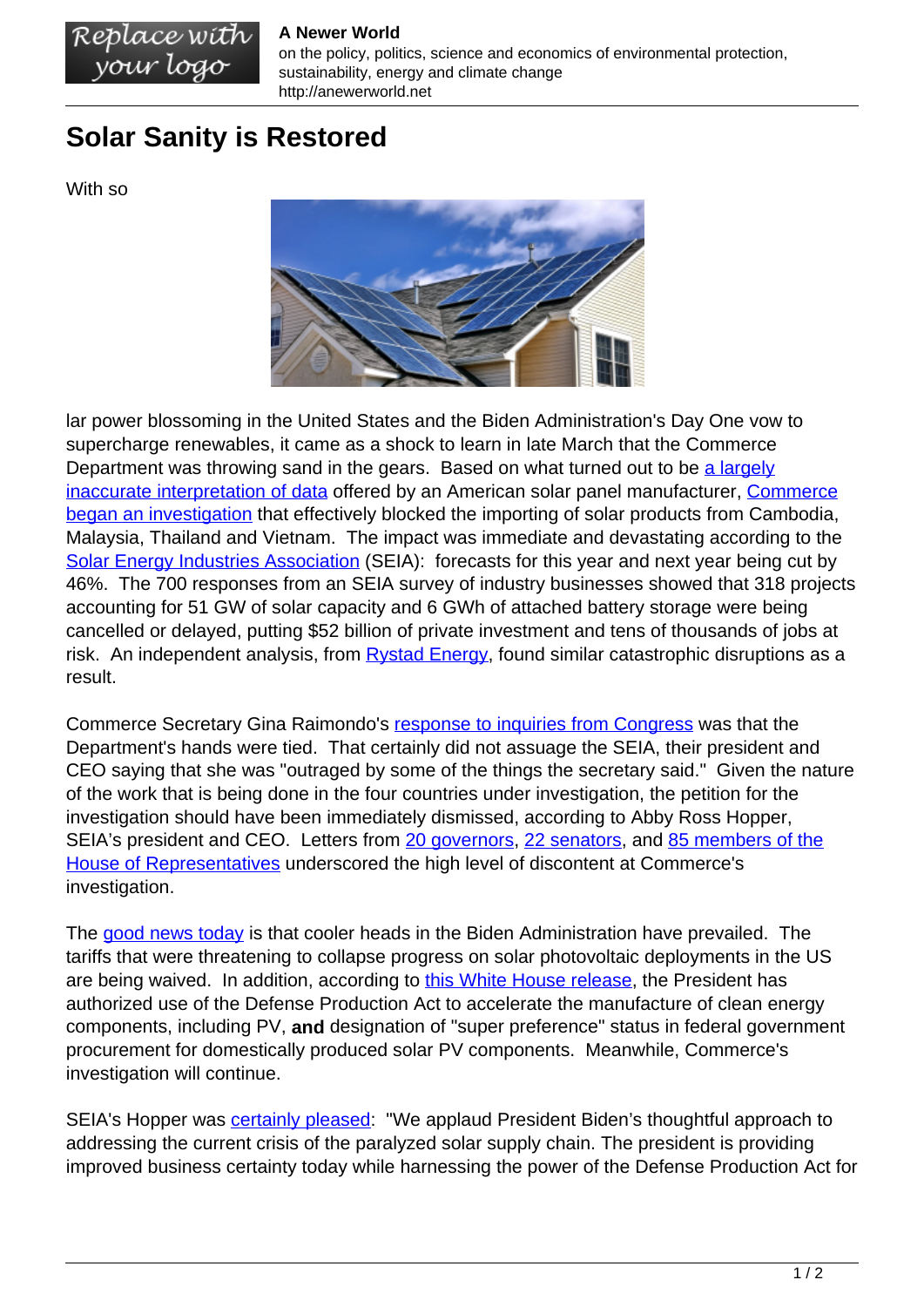**A Newer World**
on the policy, politics, science and economics of environmental protection, sustainability, energy and climate change
http://anewerworld.net

# Solar Sanity is Restored

With so

lar power blossoming in the United States and the Biden Administration's Day One vow to supercharge renewables, it came as a shock to learn in late March that the Commerce Department was throwing sand in the gears. Based on what turned out to be a largely inaccurate interpretation of data offered by an American solar panel manufacturer, Commerce began an investigation that effectively blocked the importing of solar products from Cambodia, Malaysia, Thailand and Vietnam. The impact was immediate and devastating according to the Solar Energy Industries Association (SEIA): forecasts for this year and next year being cut by 46%. The 700 responses from an SEIA survey of industry businesses showed that 318 projects accounting for 51 GW of solar capacity and 6 GWh of attached battery storage were being cancelled or delayed, putting $52 billion of private investment and tens of thousands of jobs at risk. An independent analysis, from Rystad Energy, found similar catastrophic disruptions as a result.

Commerce Secretary Gina Raimondo's response to inquiries from Congress was that the Department's hands were tied. That certainly did not assuage the SEIA, their president and CEO saying that she was "outraged by some of the things the secretary said." Given the nature of the work that is being done in the four countries under investigation, the petition for the investigation should have been immediately dismissed, according to Abby Ross Hopper, SEIA's president and CEO. Letters from 20 governors, 22 senators, and 85 members of the House of Representatives underscored the high level of discontent at Commerce's investigation.

The good news today is that cooler heads in the Biden Administration have prevailed. The tariffs that were threatening to collapse progress on solar photovoltaic deployments in the US are being waived. In addition, according to this White House release, the President has authorized use of the Defense Production Act to accelerate the manufacture of clean energy components, including PV, **and** designation of "super preference" status in federal government procurement for domestically produced solar PV components. Meanwhile, Commerce's investigation will continue.

SEIA's Hopper was certainly pleased: "We applaud President Biden's thoughtful approach to addressing the current crisis of the paralyzed solar supply chain. The president is providing improved business certainty today while harnessing the power of the Defense Production Act for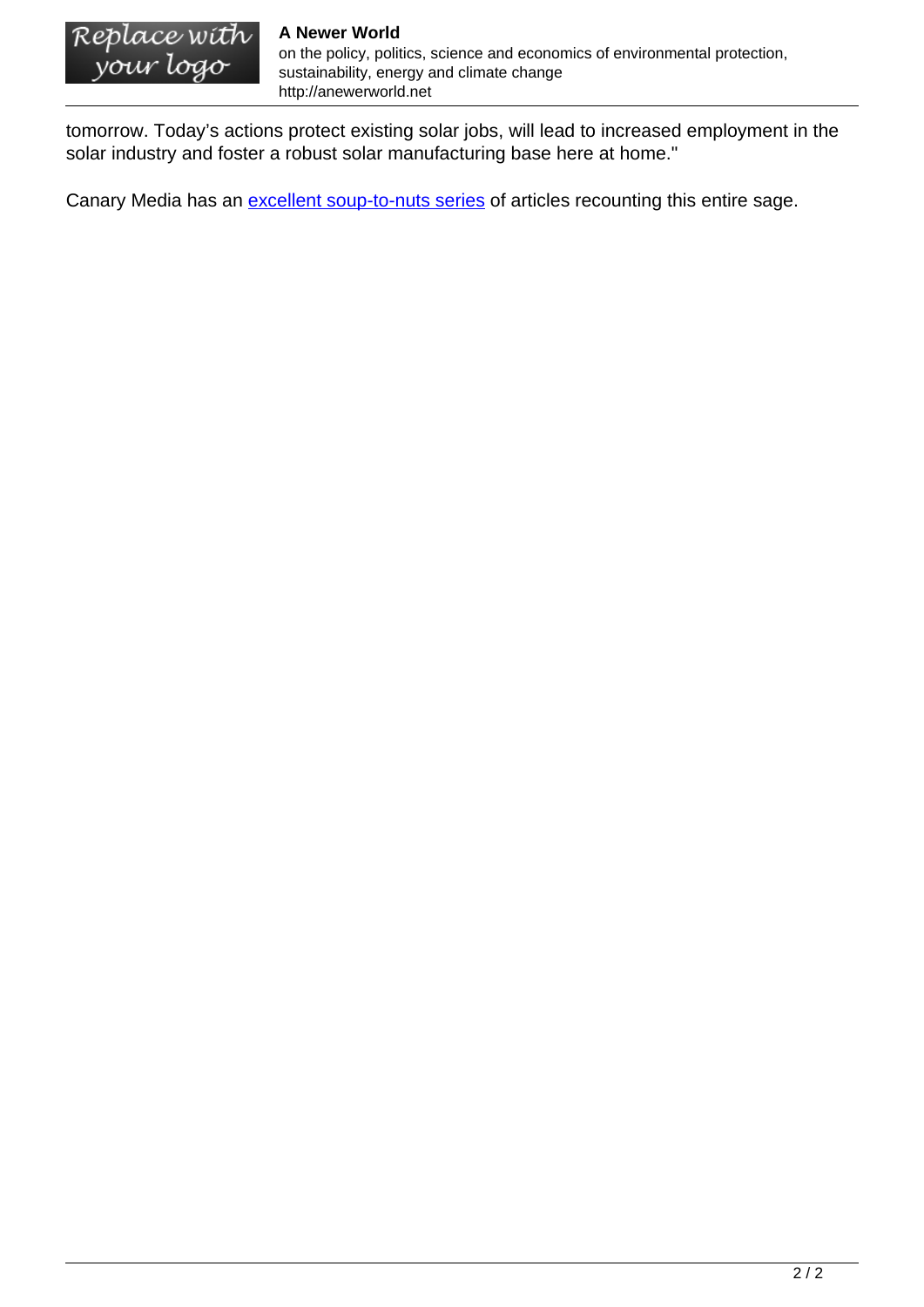tomorrow. Today's actions protect existing solar jobs, will lead to increased employment in the solar industry and foster a robust solar manufacturing base here at home."

Canary Media has an excellent soup-to-nuts series of articles recounting this entire sage.